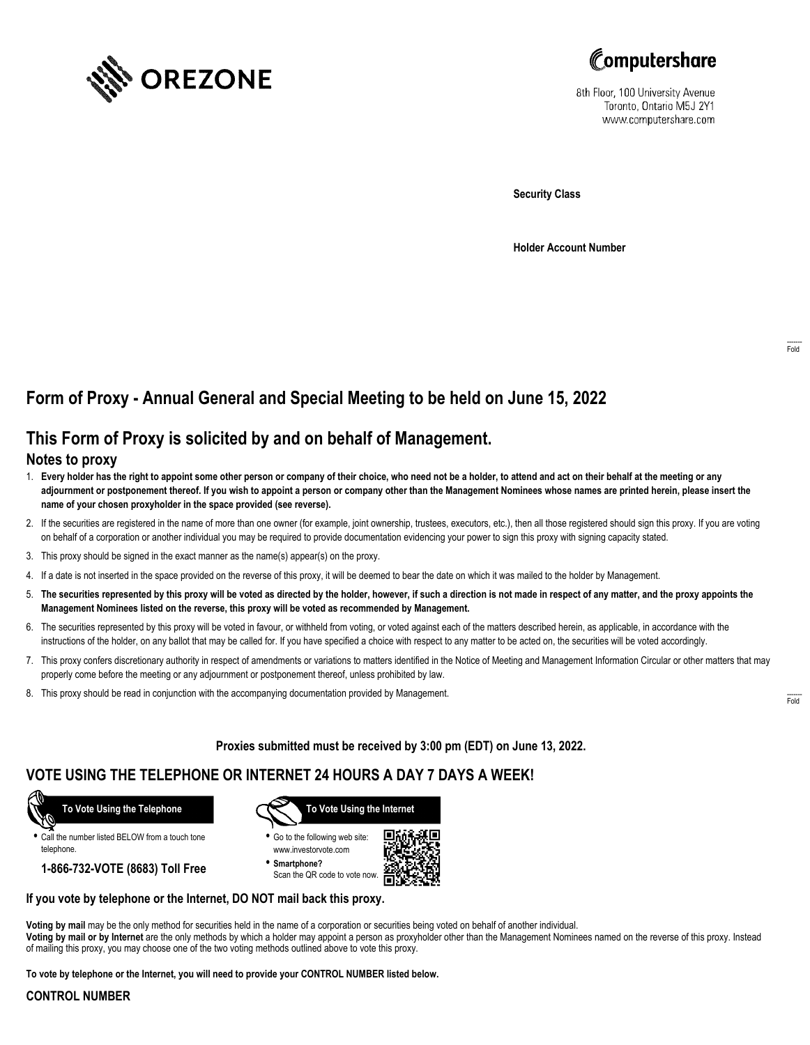OREZONE

Computershare

8th Floor, 100 University Avenue
Toronto, Ontario M5J 2Y1
www.computershare.com

**Security Class**

**Holder Account Number**

Fold

## Form of Proxy - Annual General and Special Meeting to be held on June 15, 2022

## This Form of Proxy is solicited by and on behalf of Management.

### Notes to proxy

1. **Every holder has the right to appoint some other person or company of their choice, who need not be a holder, to attend and act on their behalf at the meeting or any adjournment or postponement thereof. If you wish to appoint a person or company other than the Management Nominees whose names are printed herein, please insert the name of your chosen proxyholder in the space provided (see reverse).**
2. If the securities are registered in the name of more than one owner (for example, joint ownership, trustees, executors, etc.), then all those registered should sign this proxy. If you are voting on behalf of a corporation or another individual you may be required to provide documentation evidencing your power to sign this proxy with signing capacity stated.
3. This proxy should be signed in the exact manner as the name(s) appear(s) on the proxy.
4. If a date is not inserted in the space provided on the reverse of this proxy, it will be deemed to bear the date on which it was mailed to the holder by Management.
5. **The securities represented by this proxy will be voted as directed by the holder, however, if such a direction is not made in respect of any matter, and the proxy appoints the Management Nominees listed on the reverse, this proxy will be voted as recommended by Management.**
6. The securities represented by this proxy will be voted in favour, or withheld from voting, or voted against each of the matters described herein, as applicable, in accordance with the instructions of the holder, on any ballot that may be called for. If you have specified a choice with respect to any matter to be acted on, the securities will be voted accordingly.
7. This proxy confers discretionary authority in respect of amendments or variations to matters identified in the Notice of Meeting and Management Information Circular or other matters that may properly come before the meeting or any adjournment or postponement thereof, unless prohibited by law.
8. This proxy should be read in conjunction with the accompanying documentation provided by Management.

Fold

**Proxies submitted must be received by 3:00 pm (EDT) on June 13, 2022.**

## VOTE USING THE TELEPHONE OR INTERNET 24 HOURS A DAY 7 DAYS A WEEK!

**To Vote Using the Telephone**

- Call the number listed BELOW from a touch tone telephone.

**1-866-732-VOTE (8683) Toll Free**

**To Vote Using the Internet**

- Go to the following web site: www.investorvote.com
- **Smartphone?** Scan the QR code to vote now.

**If you vote by telephone or the Internet, DO NOT mail back this proxy.**

**Voting by mail** may be the only method for securities held in the name of a corporation or securities being voted on behalf of another individual.
**Voting by mail or by Internet** are the only methods by which a holder may appoint a person as proxyholder other than the Management Nominees named on the reverse of this proxy. Instead of mailing this proxy, you may choose one of the two voting methods outlined above to vote this proxy.

**To vote by telephone or the Internet, you will need to provide your CONTROL NUMBER listed below.**

**CONTROL NUMBER**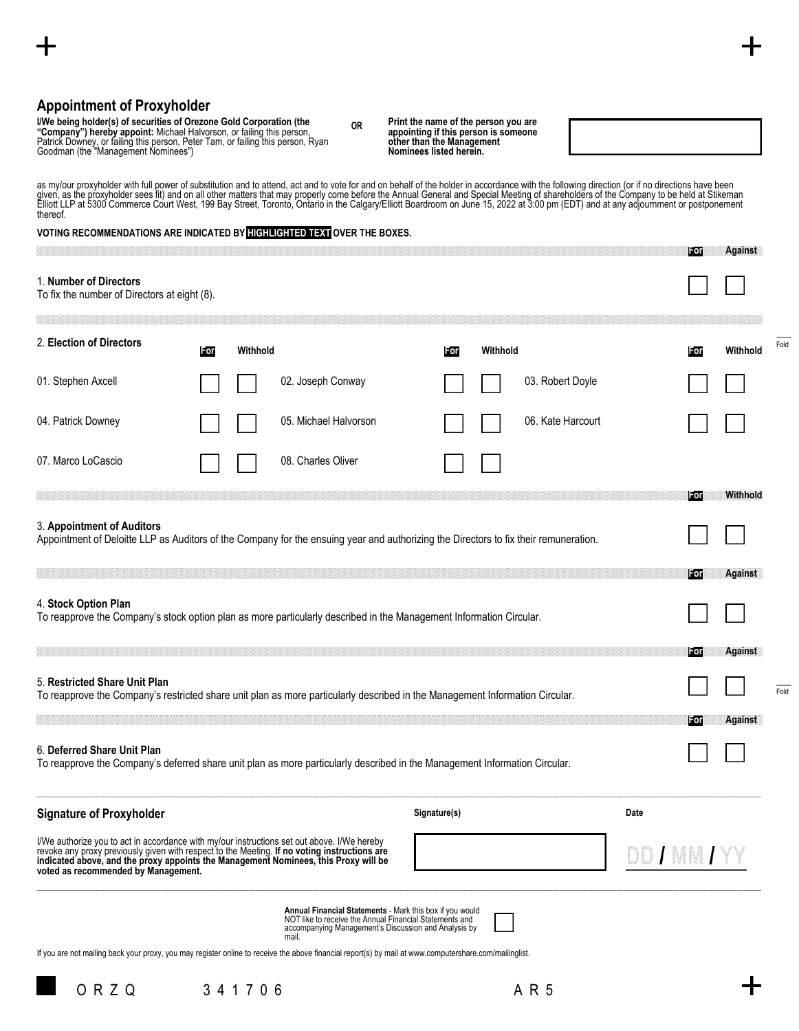## Appointment of Proxyholder

**I/We being holder(s) of securities of Orezone Gold Corporation (the "Company") hereby appoint:** Michael Halvorson, or failing this person, Patrick Downey, or failing this person, Peter Tam, or failing this person, Ryan Goodman (the "Management Nominees")

**OR**

**Print the name of the person you are appointing if this person is someone other than the Management Nominees listed herein.**

as my/our proxyholder with full power of substitution and to attend, act and to vote for and on behalf of the holder in accordance with the following direction (or if no directions have been given, as the proxyholder sees fit) and on all other matters that may properly come before the Annual General and Special Meeting of shareholders of the Company to be held at Stikeman Elliott LLP at 5300 Commerce Court West, 199 Bay Street, Toronto, Ontario in the Calgary/Elliott Boardroom on June 15, 2022 at 3:00 pm (EDT) and at any adjournment or postponement thereof.

**VOTING RECOMMENDATIONS ARE INDICATED BY HIGHLIGHTED TEXT OVER THE BOXES.**

| | For | Against |
|---|---|---|
| 1. **Number of Directors**<br>To fix the number of Directors at eight (8). | ☐ | ☐ |

2. **Election of Directors**

| | For | Withhold | | For | Withhold | | For | Withhold |
|---|---|---|---|---|---|---|---|---|
| 01. Stephen Axcell | ☐ | ☐ | 02. Joseph Conway | ☐ | ☐ | 03. Robert Doyle | ☐ | ☐ |
| 04. Patrick Downey | ☐ | ☐ | 05. Michael Halvorson | ☐ | ☐ | 06. Kate Harcourt | ☐ | ☐ |
| 07. Marco LoCascio | ☐ | ☐ | 08. Charles Oliver | ☐ | ☐ | | | |

| | For | Withhold |
|---|---|---|
| 3. **Appointment of Auditors**<br>Appointment of Deloitte LLP as Auditors of the Company for the ensuing year and authorizing the Directors to fix their remuneration. | ☐ | ☐ |

| | For | Against |
|---|---|---|
| 4. **Stock Option Plan**<br>To reapprove the Company's stock option plan as more particularly described in the Management Information Circular. | ☐ | ☐ |
| 5. **Restricted Share Unit Plan**<br>To reapprove the Company's restricted share unit plan as more particularly described in the Management Information Circular. | ☐ | ☐ |
| 6. **Deferred Share Unit Plan**<br>To reapprove the Company's deferred share unit plan as more particularly described in the Management Information Circular. | ☐ | ☐ |

### Signature of Proxyholder

I/We authorize you to act in accordance with my/our instructions set out above. I/We hereby revoke any proxy previously given with respect to the Meeting. **If no voting instructions are indicated above, and the proxy appoints the Management Nominees, this Proxy will be voted as recommended by Management.**

Signature(s)

Date

DD / MM / YY

**Annual Financial Statements** - Mark this box if you would NOT like to receive the Annual Financial Statements and accompanying Management's Discussion and Analysis by mail. ☐

If you are not mailing back your proxy, you may register online to receive the above financial report(s) by mail at www.computershare.com/mailinglist.

O R Z Q 3 4 1 7 0 6 A R 5